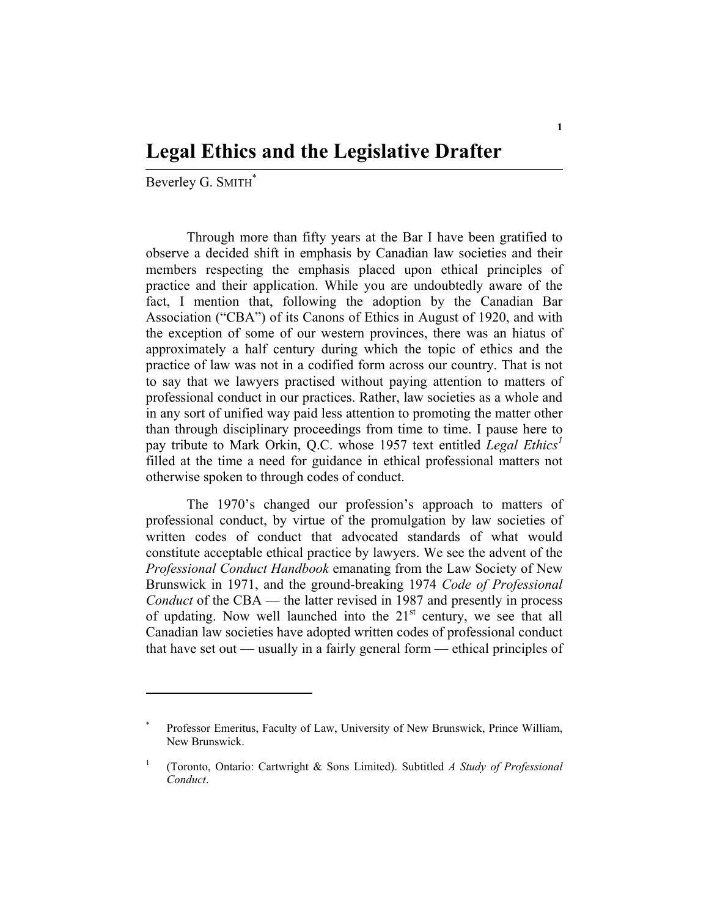# Legal Ethics and the Legislative Drafter

Beverley G. SMITH[*]

Through more than fifty years at the Bar I have been gratified to observe a decided shift in emphasis by Canadian law societies and their members respecting the emphasis placed upon ethical principles of practice and their application. While you are undoubtedly aware of the fact, I mention that, following the adoption by the Canadian Bar Association ("CBA") of its Canons of Ethics in August of 1920, and with the exception of some of our western provinces, there was an hiatus of approximately a half century during which the topic of ethics and the practice of law was not in a codified form across our country. That is not to say that we lawyers practised without paying attention to matters of professional conduct in our practices. Rather, law societies as a whole and in any sort of unified way paid less attention to promoting the matter other than through disciplinary proceedings from time to time. I pause here to pay tribute to Mark Orkin, Q.C. whose 1957 text entitled *Legal Ethics*[1] filled at the time a need for guidance in ethical professional matters not otherwise spoken to through codes of conduct.

The 1970's changed our profession's approach to matters of professional conduct, by virtue of the promulgation by law societies of written codes of conduct that advocated standards of what would constitute acceptable ethical practice by lawyers. We see the advent of the *Professional Conduct Handbook* emanating from the Law Society of New Brunswick in 1971, and the ground-breaking 1974 *Code of Professional Conduct* of the CBA — the latter revised in 1987 and presently in process of updating. Now well launched into the 21st century, we see that all Canadian law societies have adopted written codes of professional conduct that have set out — usually in a fairly general form — ethical principles of

---

[*] Professor Emeritus, Faculty of Law, University of New Brunswick, Prince William, New Brunswick.

[1] (Toronto, Ontario: Cartwright & Sons Limited). Subtitled *A Study of Professional Conduct*.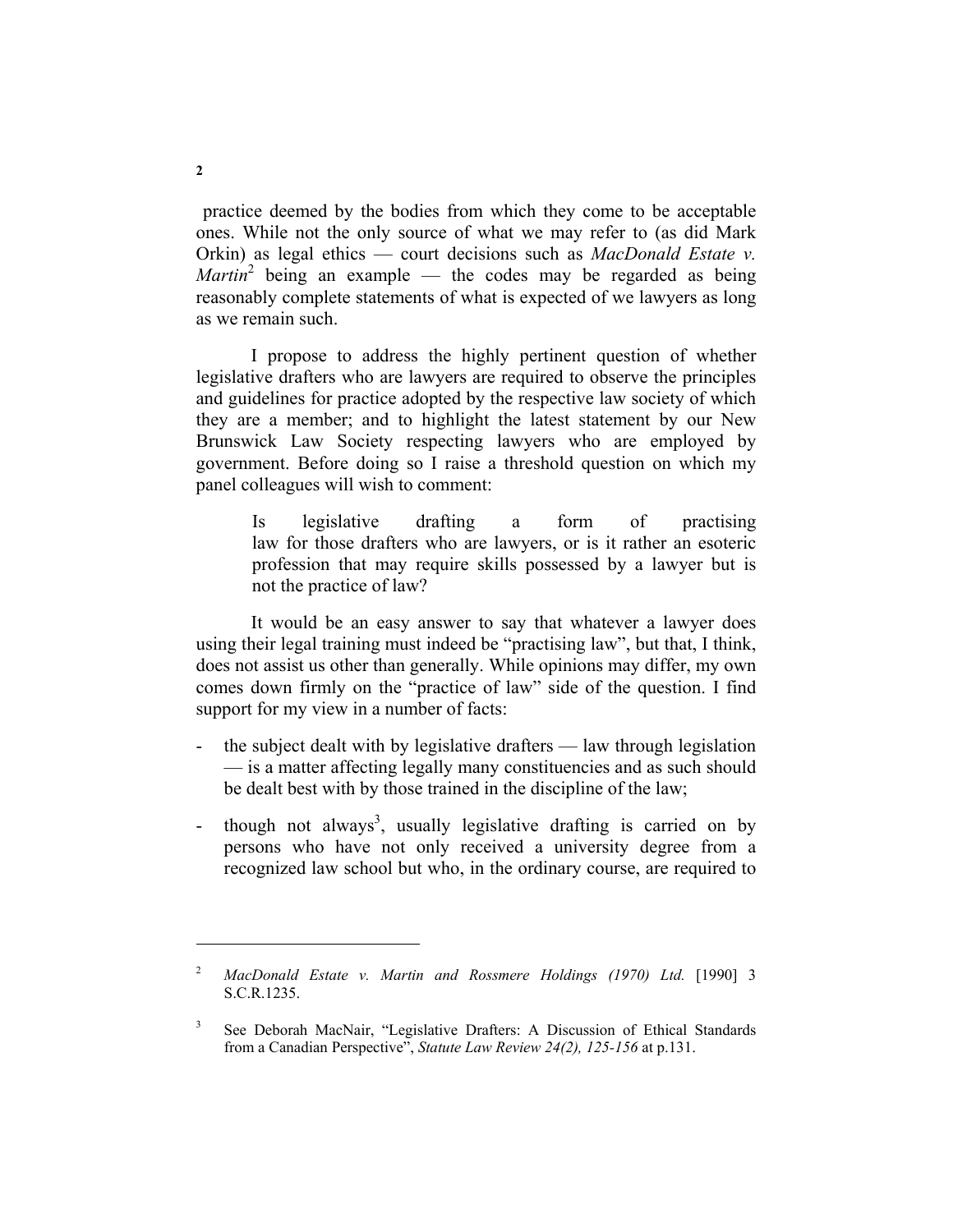practice deemed by the bodies from which they come to be acceptable ones. While not the only source of what we may refer to (as did Mark Orkin) as legal ethics — court decisions such as *MacDonald Estate v. Martin*[2] being an example — the codes may be regarded as being reasonably complete statements of what is expected of we lawyers as long as we remain such.

I propose to address the highly pertinent question of whether legislative drafters who are lawyers are required to observe the principles and guidelines for practice adopted by the respective law society of which they are a member; and to highlight the latest statement by our New Brunswick Law Society respecting lawyers who are employed by government. Before doing so I raise a threshold question on which my panel colleagues will wish to comment:

> Is legislative drafting a form of practising law for those drafters who are lawyers, or is it rather an esoteric profession that may require skills possessed by a lawyer but is not the practice of law?

It would be an easy answer to say that whatever a lawyer does using their legal training must indeed be "practising law", but that, I think, does not assist us other than generally. While opinions may differ, my own comes down firmly on the "practice of law" side of the question. I find support for my view in a number of facts:

- the subject dealt with by legislative drafters — law through legislation — is a matter affecting legally many constituencies and as such should be dealt best with by those trained in the discipline of the law;
- though not always[3], usually legislative drafting is carried on by persons who have not only received a university degree from a recognized law school but who, in the ordinary course, are required to

---

[2] *MacDonald Estate v. Martin and Rossmere Holdings (1970) Ltd.* [1990] 3 S.C.R.1235.

[3] See Deborah MacNair, "Legislative Drafters: A Discussion of Ethical Standards from a Canadian Perspective", *Statute Law Review 24(2), 125-156* at p.131.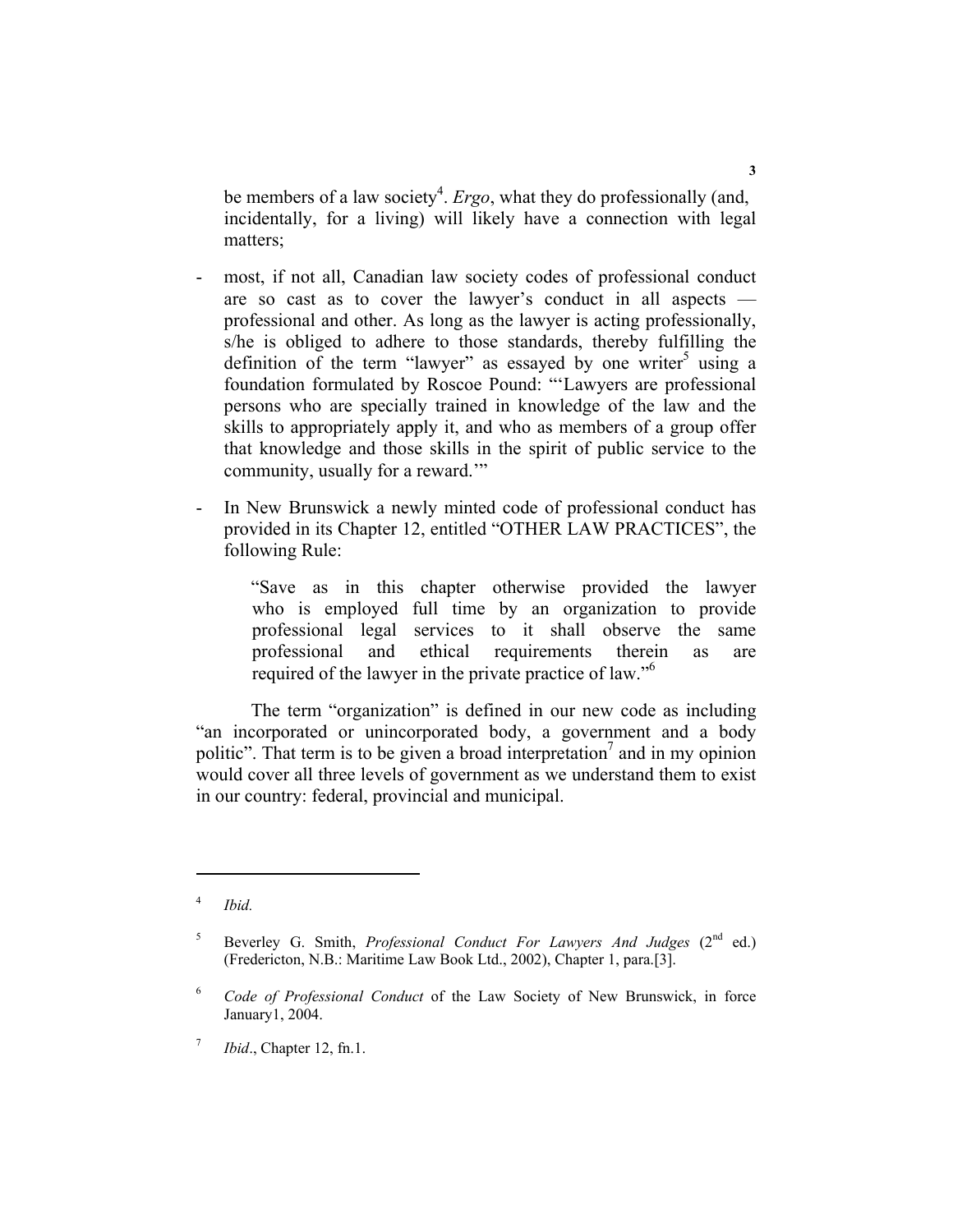be members of a law society[4]. *Ergo*, what they do professionally (and, incidentally, for a living) will likely have a connection with legal matters;

- most, if not all, Canadian law society codes of professional conduct are so cast as to cover the lawyer's conduct in all aspects — professional and other. As long as the lawyer is acting professionally, s/he is obliged to adhere to those standards, thereby fulfilling the definition of the term "lawyer" as essayed by one writer[5] using a foundation formulated by Roscoe Pound: "'Lawyers are professional persons who are specially trained in knowledge of the law and the skills to appropriately apply it, and who as members of a group offer that knowledge and those skills in the spirit of public service to the community, usually for a reward.'"

- In New Brunswick a newly minted code of professional conduct has provided in its Chapter 12, entitled "OTHER LAW PRACTICES", the following Rule:

> "Save as in this chapter otherwise provided the lawyer who is employed full time by an organization to provide professional legal services to it shall observe the same professional and ethical requirements therein as are required of the lawyer in the private practice of law."[6]

The term "organization" is defined in our new code as including "an incorporated or unincorporated body, a government and a body politic". That term is to be given a broad interpretation[7] and in my opinion would cover all three levels of government as we understand them to exist in our country: federal, provincial and municipal.

---

[4] *Ibid.*

[5] Beverley G. Smith, *Professional Conduct For Lawyers And Judges* (2nd ed.) (Fredericton, N.B.: Maritime Law Book Ltd., 2002), Chapter 1, para.[3].

[6] *Code of Professional Conduct* of the Law Society of New Brunswick, in force January1, 2004.

[7] *Ibid*., Chapter 12, fn.1.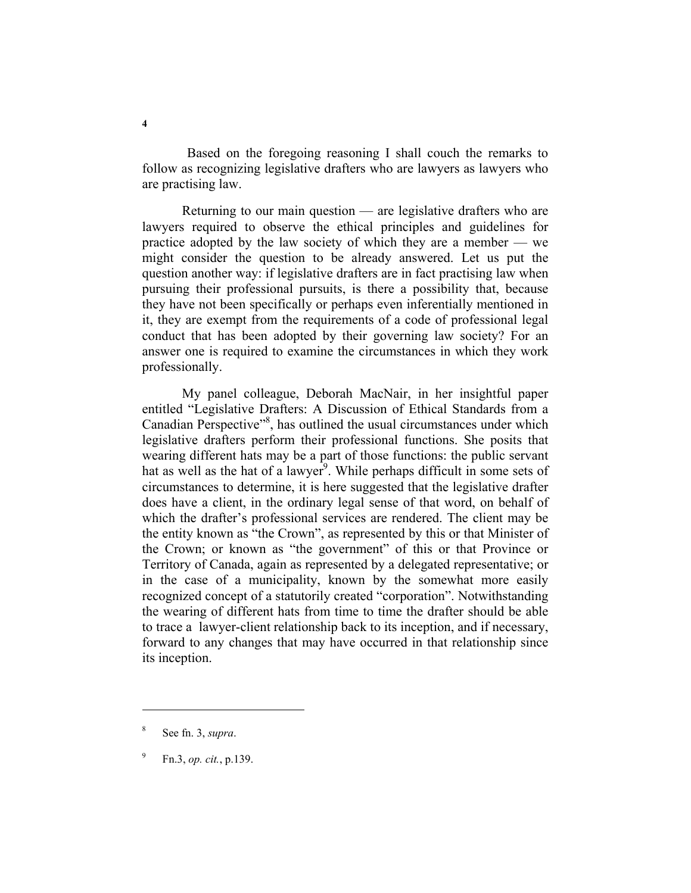Based on the foregoing reasoning I shall couch the remarks to follow as recognizing legislative drafters who are lawyers as lawyers who are practising law.

Returning to our main question — are legislative drafters who are lawyers required to observe the ethical principles and guidelines for practice adopted by the law society of which they are a member — we might consider the question to be already answered. Let us put the question another way: if legislative drafters are in fact practising law when pursuing their professional pursuits, is there a possibility that, because they have not been specifically or perhaps even inferentially mentioned in it, they are exempt from the requirements of a code of professional legal conduct that has been adopted by their governing law society? For an answer one is required to examine the circumstances in which they work professionally.

My panel colleague, Deborah MacNair, in her insightful paper entitled "Legislative Drafters: A Discussion of Ethical Standards from a Canadian Perspective"[8], has outlined the usual circumstances under which legislative drafters perform their professional functions. She posits that wearing different hats may be a part of those functions: the public servant hat as well as the hat of a lawyer[9]. While perhaps difficult in some sets of circumstances to determine, it is here suggested that the legislative drafter does have a client, in the ordinary legal sense of that word, on behalf of which the drafter's professional services are rendered. The client may be the entity known as "the Crown", as represented by this or that Minister of the Crown; or known as "the government" of this or that Province or Territory of Canada, again as represented by a delegated representative; or in the case of a municipality, known by the somewhat more easily recognized concept of a statutorily created "corporation". Notwithstanding the wearing of different hats from time to time the drafter should be able to trace a lawyer-client relationship back to its inception, and if necessary, forward to any changes that may have occurred in that relationship since its inception.

---

[8] See fn. 3, *supra*.

[9] Fn.3, *op. cit.*, p.139.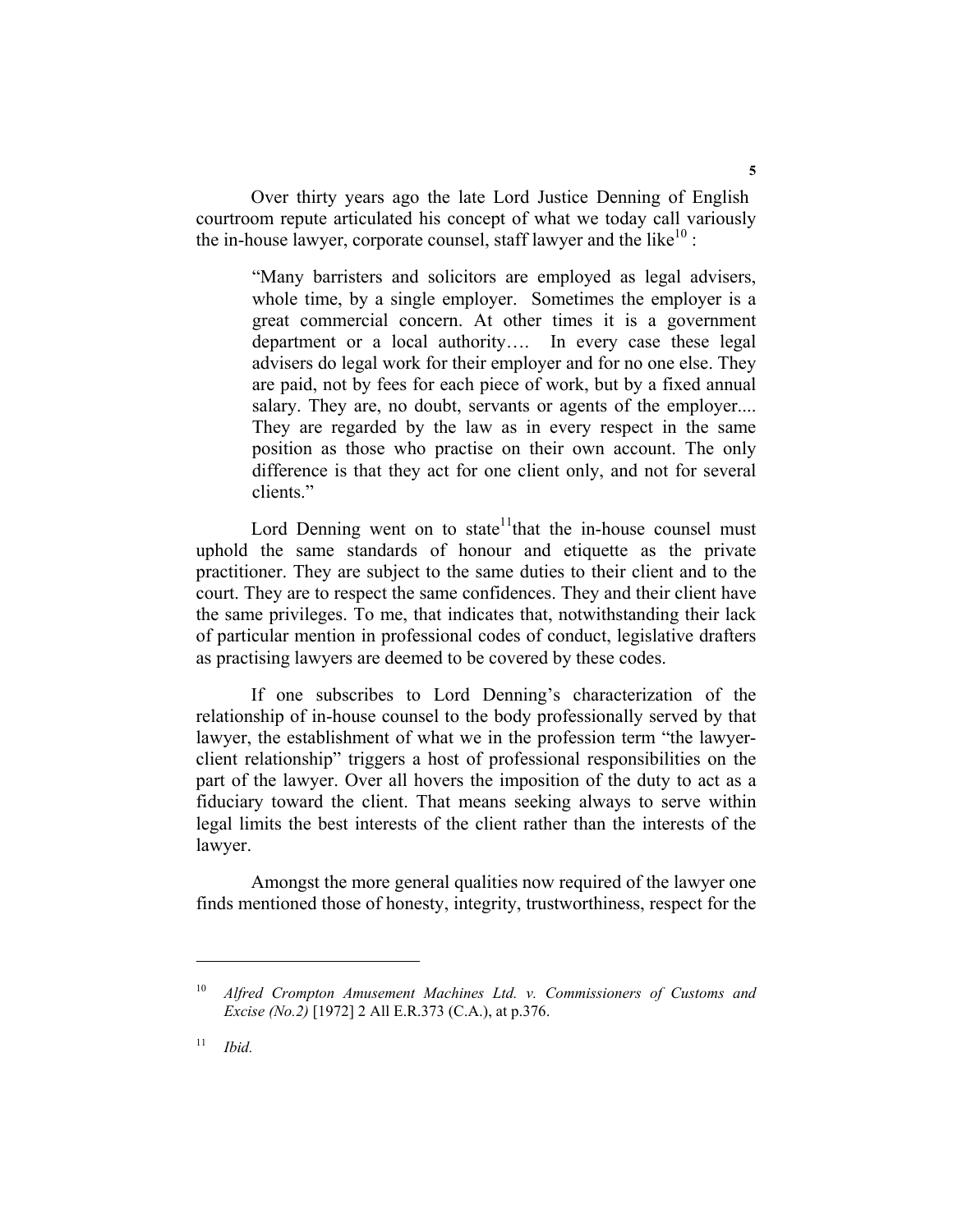Over thirty years ago the late Lord Justice Denning of English courtroom repute articulated his concept of what we today call variously the in-house lawyer, corporate counsel, staff lawyer and the like[10] :

> "Many barristers and solicitors are employed as legal advisers, whole time, by a single employer. Sometimes the employer is a great commercial concern. At other times it is a government department or a local authority…. In every case these legal advisers do legal work for their employer and for no one else. They are paid, not by fees for each piece of work, but by a fixed annual salary. They are, no doubt, servants or agents of the employer.... They are regarded by the law as in every respect in the same position as those who practise on their own account. The only difference is that they act for one client only, and not for several clients."

Lord Denning went on to state[11]that the in-house counsel must uphold the same standards of honour and etiquette as the private practitioner. They are subject to the same duties to their client and to the court. They are to respect the same confidences. They and their client have the same privileges. To me, that indicates that, notwithstanding their lack of particular mention in professional codes of conduct, legislative drafters as practising lawyers are deemed to be covered by these codes.

If one subscribes to Lord Denning's characterization of the relationship of in-house counsel to the body professionally served by that lawyer, the establishment of what we in the profession term "the lawyer-client relationship" triggers a host of professional responsibilities on the part of the lawyer. Over all hovers the imposition of the duty to act as a fiduciary toward the client. That means seeking always to serve within legal limits the best interests of the client rather than the interests of the lawyer.

Amongst the more general qualities now required of the lawyer one finds mentioned those of honesty, integrity, trustworthiness, respect for the

---

[10] *Alfred Crompton Amusement Machines Ltd. v. Commissioners of Customs and Excise (No.2)* [1972] 2 All E.R.373 (C.A.), at p.376.

[11] *Ibid.*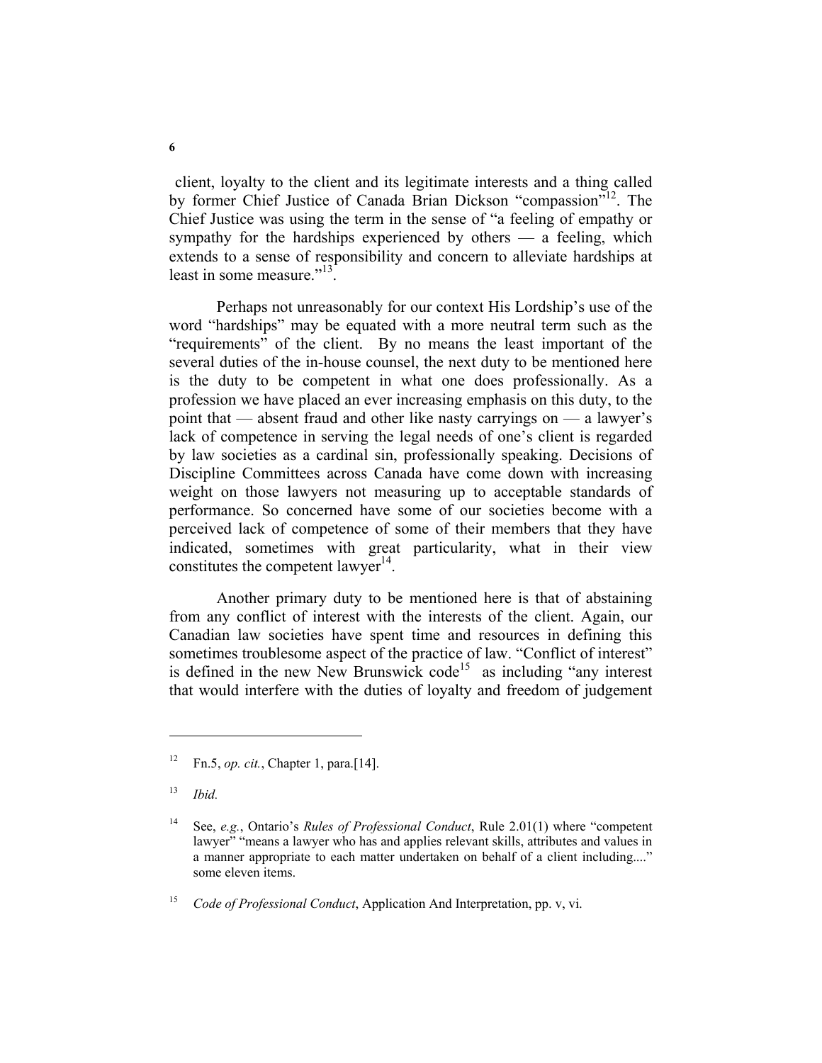client, loyalty to the client and its legitimate interests and a thing called by former Chief Justice of Canada Brian Dickson "compassion"[12]. The Chief Justice was using the term in the sense of "a feeling of empathy or sympathy for the hardships experienced by others — a feeling, which extends to a sense of responsibility and concern to alleviate hardships at least in some measure."[13].

Perhaps not unreasonably for our context His Lordship's use of the word "hardships" may be equated with a more neutral term such as the "requirements" of the client. By no means the least important of the several duties of the in-house counsel, the next duty to be mentioned here is the duty to be competent in what one does professionally. As a profession we have placed an ever increasing emphasis on this duty, to the point that — absent fraud and other like nasty carryings on — a lawyer's lack of competence in serving the legal needs of one's client is regarded by law societies as a cardinal sin, professionally speaking. Decisions of Discipline Committees across Canada have come down with increasing weight on those lawyers not measuring up to acceptable standards of performance. So concerned have some of our societies become with a perceived lack of competence of some of their members that they have indicated, sometimes with great particularity, what in their view constitutes the competent lawyer[14].

Another primary duty to be mentioned here is that of abstaining from any conflict of interest with the interests of the client. Again, our Canadian law societies have spent time and resources in defining this sometimes troublesome aspect of the practice of law. "Conflict of interest" is defined in the new New Brunswick code[15] as including "any interest that would interfere with the duties of loyalty and freedom of judgement

---

[12] Fn.5, *op. cit.*, Chapter 1, para.[14].

[13] *Ibid.*

[14] See, *e.g.*, Ontario's *Rules of Professional Conduct*, Rule 2.01(1) where "competent lawyer" "means a lawyer who has and applies relevant skills, attributes and values in a manner appropriate to each matter undertaken on behalf of a client including...." some eleven items.

[15] *Code of Professional Conduct*, Application And Interpretation, pp. v, vi.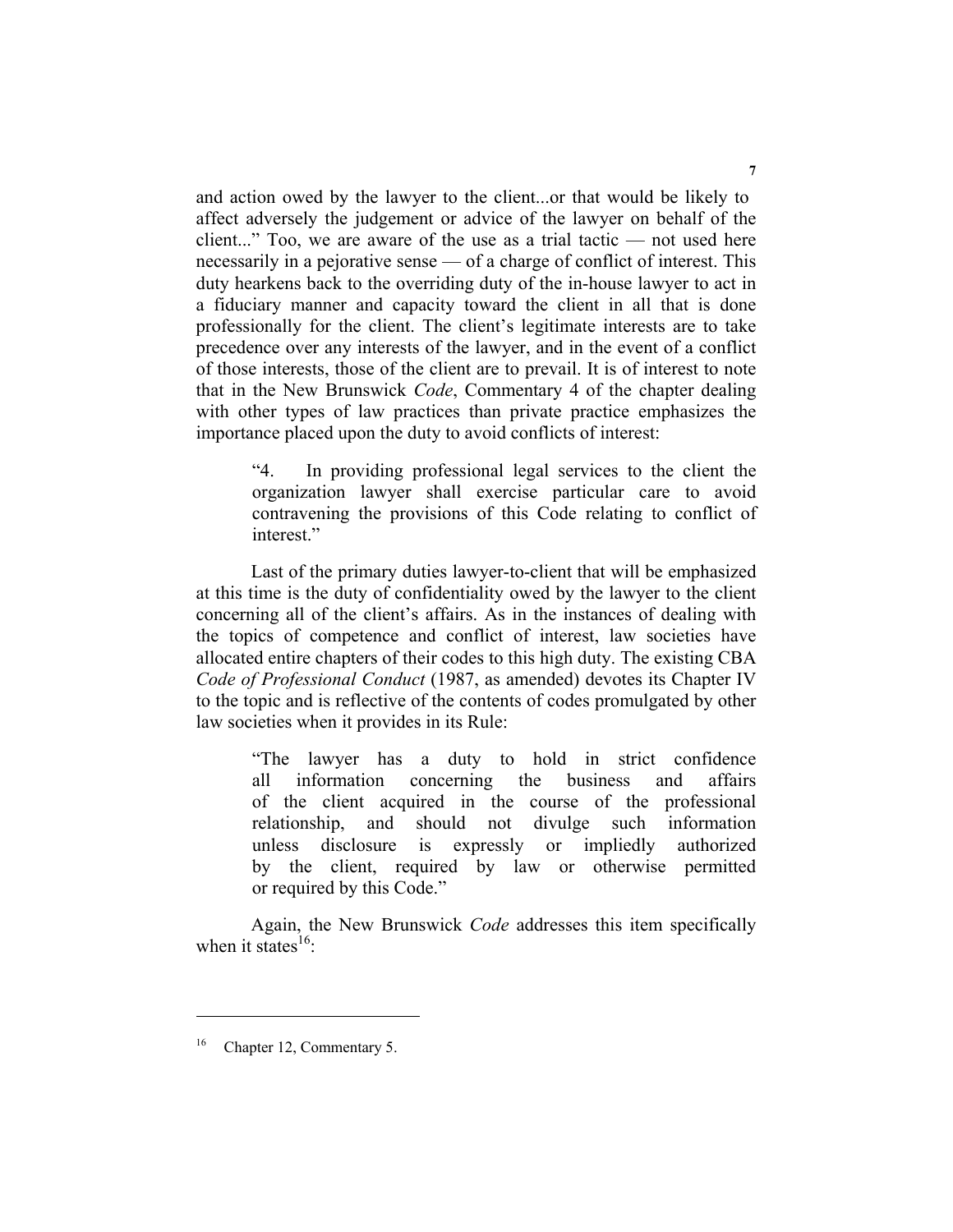and action owed by the lawyer to the client...or that would be likely to affect adversely the judgement or advice of the lawyer on behalf of the client..." Too, we are aware of the use as a trial tactic — not used here necessarily in a pejorative sense — of a charge of conflict of interest. This duty hearkens back to the overriding duty of the in-house lawyer to act in a fiduciary manner and capacity toward the client in all that is done professionally for the client. The client's legitimate interests are to take precedence over any interests of the lawyer, and in the event of a conflict of those interests, those of the client are to prevail. It is of interest to note that in the New Brunswick *Code*, Commentary 4 of the chapter dealing with other types of law practices than private practice emphasizes the importance placed upon the duty to avoid conflicts of interest:

> "4. In providing professional legal services to the client the organization lawyer shall exercise particular care to avoid contravening the provisions of this Code relating to conflict of interest."

Last of the primary duties lawyer-to-client that will be emphasized at this time is the duty of confidentiality owed by the lawyer to the client concerning all of the client's affairs. As in the instances of dealing with the topics of competence and conflict of interest, law societies have allocated entire chapters of their codes to this high duty. The existing CBA *Code of Professional Conduct* (1987, as amended) devotes its Chapter IV to the topic and is reflective of the contents of codes promulgated by other law societies when it provides in its Rule:

> "The lawyer has a duty to hold in strict confidence all information concerning the business and affairs of the client acquired in the course of the professional relationship, and should not divulge such information unless disclosure is expressly or impliedly authorized by the client, required by law or otherwise permitted or required by this Code."

Again, the New Brunswick *Code* addresses this item specifically when it states[16]:

---

[16] Chapter 12, Commentary 5.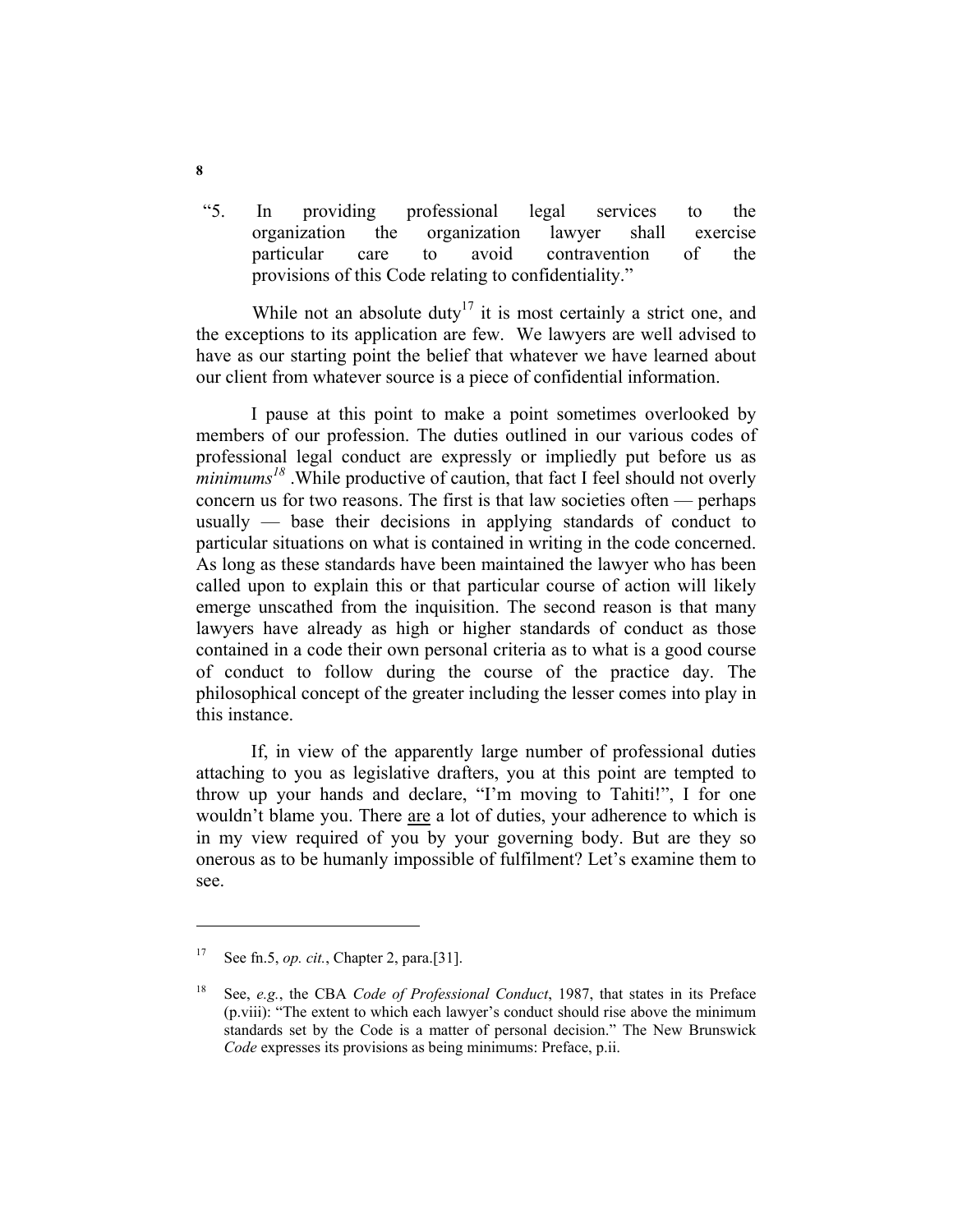“5. In providing professional legal services to the organization the organization lawyer shall exercise particular care to avoid contravention of the provisions of this Code relating to confidentiality.”

While not an absolute duty[17] it is most certainly a strict one, and the exceptions to its application are few. We lawyers are well advised to have as our starting point the belief that whatever we have learned about our client from whatever source is a piece of confidential information.

I pause at this point to make a point sometimes overlooked by members of our profession. The duties outlined in our various codes of professional legal conduct are expressly or impliedly put before us as *minimums*[18] .While productive of caution, that fact I feel should not overly concern us for two reasons. The first is that law societies often — perhaps usually — base their decisions in applying standards of conduct to particular situations on what is contained in writing in the code concerned. As long as these standards have been maintained the lawyer who has been called upon to explain this or that particular course of action will likely emerge unscathed from the inquisition. The second reason is that many lawyers have already as high or higher standards of conduct as those contained in a code their own personal criteria as to what is a good course of conduct to follow during the course of the practice day. The philosophical concept of the greater including the lesser comes into play in this instance.

If, in view of the apparently large number of professional duties attaching to you as legislative drafters, you at this point are tempted to throw up your hands and declare, “I’m moving to Tahiti!”, I for one wouldn’t blame you. There <u>are</u> a lot of duties, your adherence to which is in my view required of you by your governing body. But are they so onerous as to be humanly impossible of fulfilment? Let’s examine them to see.

---

[17] See fn.5, *op. cit.*, Chapter 2, para.[31].

[18] See, *e.g.*, the CBA *Code of Professional Conduct*, 1987, that states in its Preface (p.viii): “The extent to which each lawyer’s conduct should rise above the minimum standards set by the Code is a matter of personal decision.” The New Brunswick *Code* expresses its provisions as being minimums: Preface, p.ii.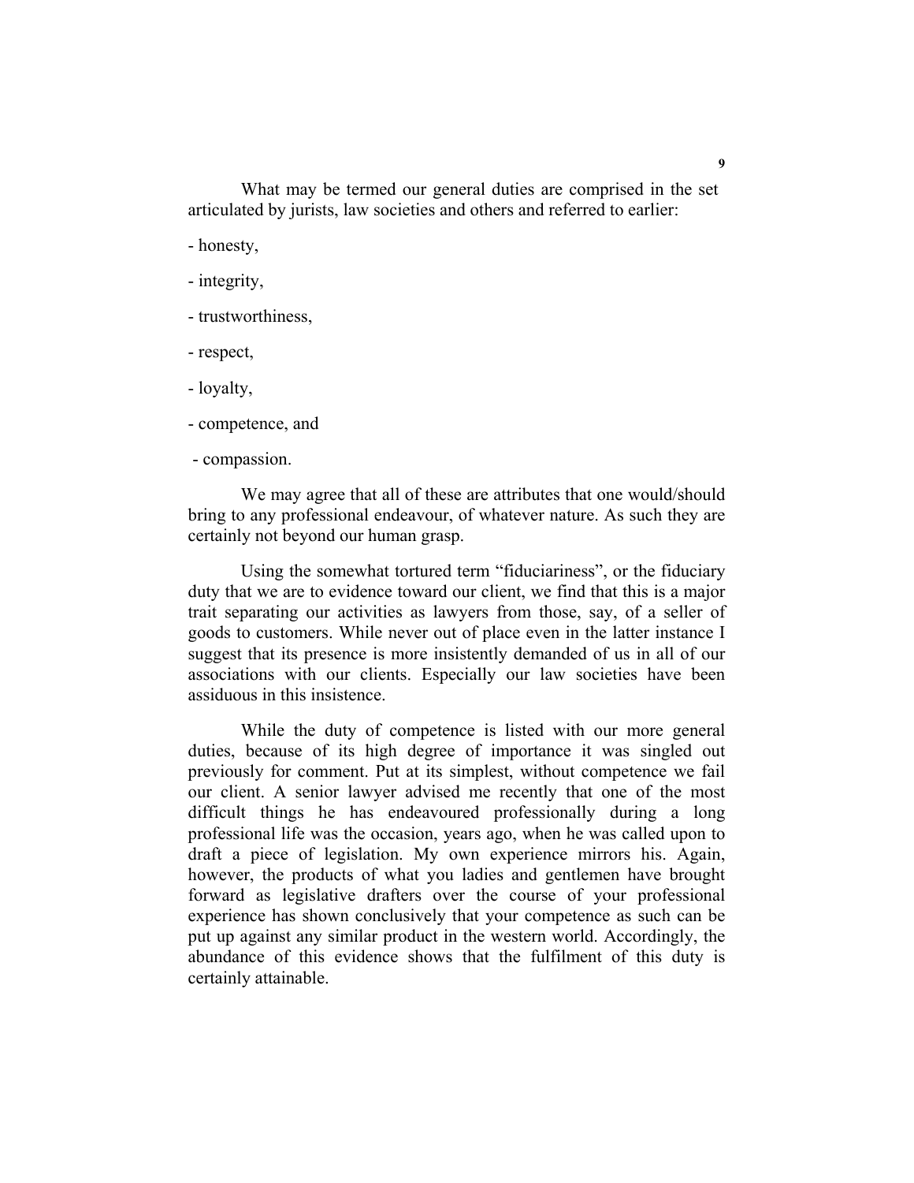What may be termed our general duties are comprised in the set articulated by jurists, law societies and others and referred to earlier:

- honesty,
- integrity,
- trustworthiness,
- respect,
- loyalty,
- competence, and
- compassion.

We may agree that all of these are attributes that one would/should bring to any professional endeavour, of whatever nature. As such they are certainly not beyond our human grasp.

Using the somewhat tortured term “fiduciariness”, or the fiduciary duty that we are to evidence toward our client, we find that this is a major trait separating our activities as lawyers from those, say, of a seller of goods to customers. While never out of place even in the latter instance I suggest that its presence is more insistently demanded of us in all of our associations with our clients. Especially our law societies have been assiduous in this insistence.

While the duty of competence is listed with our more general duties, because of its high degree of importance it was singled out previously for comment. Put at its simplest, without competence we fail our client. A senior lawyer advised me recently that one of the most difficult things he has endeavoured professionally during a long professional life was the occasion, years ago, when he was called upon to draft a piece of legislation. My own experience mirrors his. Again, however, the products of what you ladies and gentlemen have brought forward as legislative drafters over the course of your professional experience has shown conclusively that your competence as such can be put up against any similar product in the western world. Accordingly, the abundance of this evidence shows that the fulfilment of this duty is certainly attainable.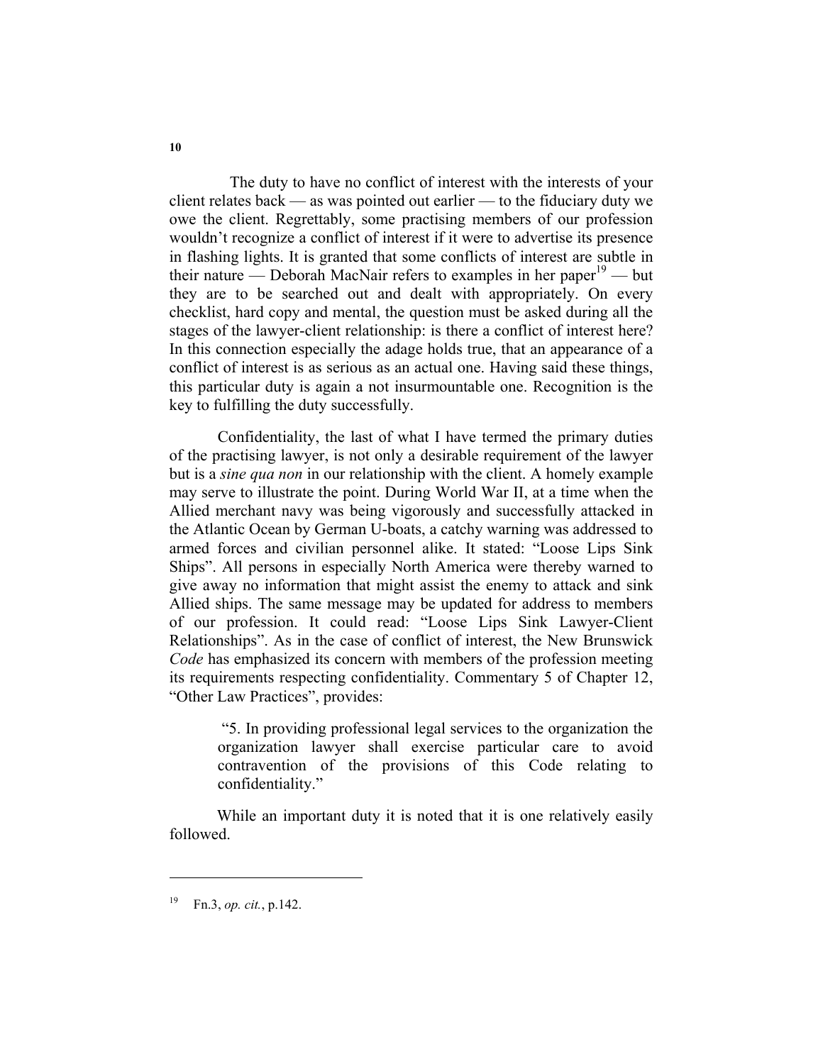The duty to have no conflict of interest with the interests of your client relates back — as was pointed out earlier — to the fiduciary duty we owe the client. Regrettably, some practising members of our profession wouldn't recognize a conflict of interest if it were to advertise its presence in flashing lights. It is granted that some conflicts of interest are subtle in their nature — Deborah MacNair refers to examples in her paper[19] — but they are to be searched out and dealt with appropriately. On every checklist, hard copy and mental, the question must be asked during all the stages of the lawyer-client relationship: is there a conflict of interest here? In this connection especially the adage holds true, that an appearance of a conflict of interest is as serious as an actual one. Having said these things, this particular duty is again a not insurmountable one. Recognition is the key to fulfilling the duty successfully.

Confidentiality, the last of what I have termed the primary duties of the practising lawyer, is not only a desirable requirement of the lawyer but is a *sine qua non* in our relationship with the client. A homely example may serve to illustrate the point. During World War II, at a time when the Allied merchant navy was being vigorously and successfully attacked in the Atlantic Ocean by German U-boats, a catchy warning was addressed to armed forces and civilian personnel alike. It stated: "Loose Lips Sink Ships". All persons in especially North America were thereby warned to give away no information that might assist the enemy to attack and sink Allied ships. The same message may be updated for address to members of our profession. It could read: "Loose Lips Sink Lawyer-Client Relationships". As in the case of conflict of interest, the New Brunswick *Code* has emphasized its concern with members of the profession meeting its requirements respecting confidentiality. Commentary 5 of Chapter 12, "Other Law Practices", provides:

> "5. In providing professional legal services to the organization the organization lawyer shall exercise particular care to avoid contravention of the provisions of this Code relating to confidentiality."

While an important duty it is noted that it is one relatively easily followed.

---

[19] Fn.3, *op. cit.*, p.142.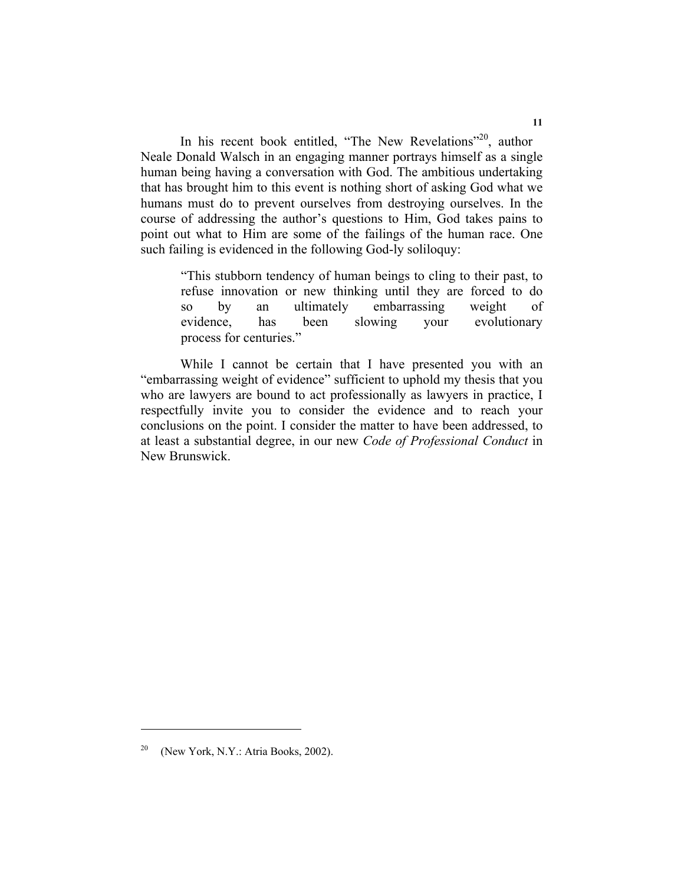In his recent book entitled, "The New Revelations"[20], author Neale Donald Walsch in an engaging manner portrays himself as a single human being having a conversation with God. The ambitious undertaking that has brought him to this event is nothing short of asking God what we humans must do to prevent ourselves from destroying ourselves. In the course of addressing the author's questions to Him, God takes pains to point out what to Him are some of the failings of the human race. One such failing is evidenced in the following God-ly soliloquy:

> "This stubborn tendency of human beings to cling to their past, to refuse innovation or new thinking until they are forced to do so by an ultimately embarrassing weight of evidence, has been slowing your evolutionary process for centuries."

While I cannot be certain that I have presented you with an "embarrassing weight of evidence" sufficient to uphold my thesis that you who are lawyers are bound to act professionally as lawyers in practice, I respectfully invite you to consider the evidence and to reach your conclusions on the point. I consider the matter to have been addressed, to at least a substantial degree, in our new *Code of Professional Conduct* in New Brunswick.

---

[20] (New York, N.Y.: Atria Books, 2002).